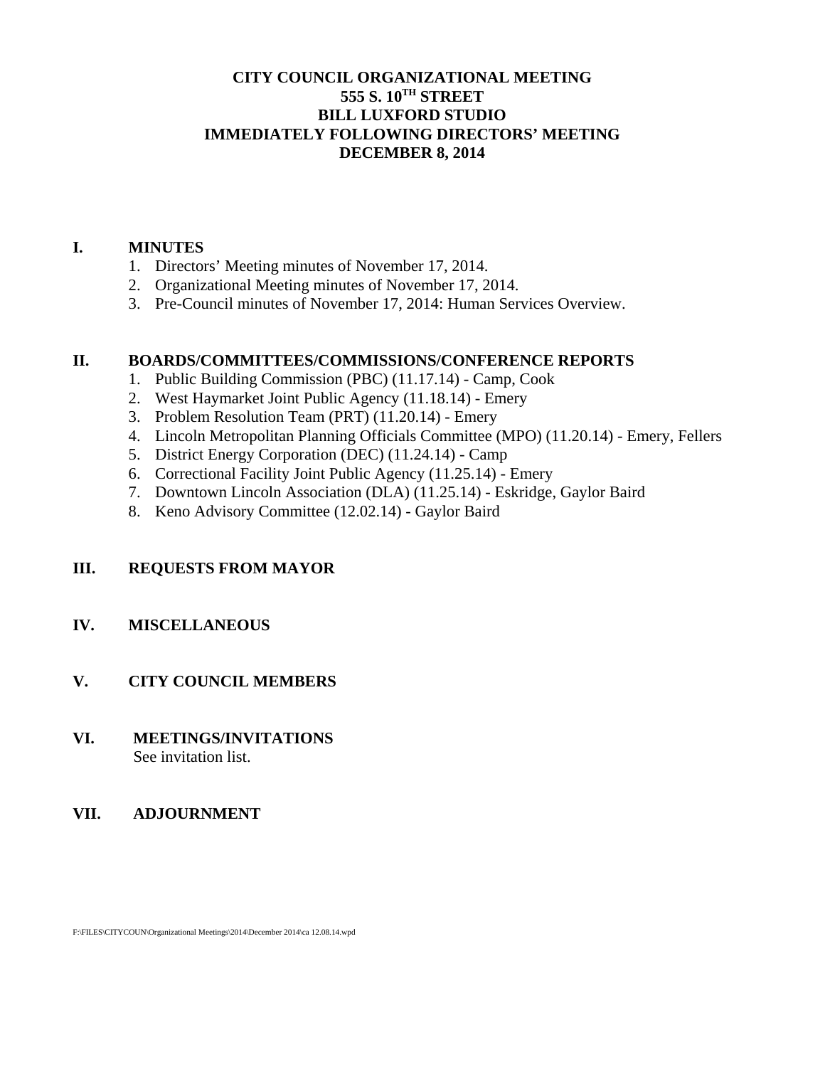# CITY COUNCIL ORGANIZATIONAL MEETING
# 555 S. 10TH STREET
# BILL LUXFORD STUDIO
# IMMEDIATELY FOLLOWING DIRECTORS' MEETING
# DECEMBER 8, 2014

## I. MINUTES

1. Directors' Meeting minutes of November 17, 2014.
2. Organizational Meeting minutes of November 17, 2014.
3. Pre-Council minutes of November 17, 2014: Human Services Overview.

## II. BOARDS/COMMITTEES/COMMISSIONS/CONFERENCE REPORTS

1. Public Building Commission (PBC) (11.17.14) - Camp, Cook
2. West Haymarket Joint Public Agency (11.18.14) - Emery
3. Problem Resolution Team (PRT) (11.20.14) - Emery
4. Lincoln Metropolitan Planning Officials Committee (MPO) (11.20.14) - Emery, Fellers
5. District Energy Corporation (DEC) (11.24.14) - Camp
6. Correctional Facility Joint Public Agency (11.25.14) - Emery
7. Downtown Lincoln Association (DLA) (11.25.14) - Eskridge, Gaylor Baird
8. Keno Advisory Committee (12.02.14) - Gaylor Baird

## III. REQUESTS FROM MAYOR

## IV. MISCELLANEOUS

## V. CITY COUNCIL MEMBERS

## VI. MEETINGS/INVITATIONS

See invitation list.

## VII. ADJOURNMENT

F:\FILES\CITYCOUN\Organizational Meetings\2014\December 2014\ca 12.08.14.wpd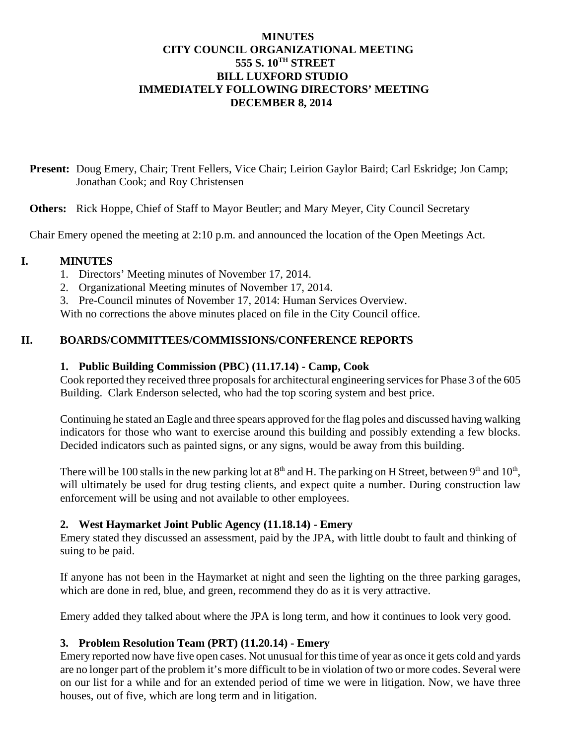**MINUTES**
**CITY COUNCIL ORGANIZATIONAL MEETING**
**555 S. 10TH STREET**
**BILL LUXFORD STUDIO**
**IMMEDIATELY FOLLOWING DIRECTORS' MEETING**
**DECEMBER 8, 2014**

**Present:** Doug Emery, Chair; Trent Fellers, Vice Chair; Leirion Gaylor Baird; Carl Eskridge; Jon Camp; Jonathan Cook; and Roy Christensen

**Others:** Rick Hoppe, Chief of Staff to Mayor Beutler; and Mary Meyer, City Council Secretary

Chair Emery opened the meeting at 2:10 p.m. and announced the location of the Open Meetings Act.

## I. MINUTES

1. Directors' Meeting minutes of November 17, 2014.
2. Organizational Meeting minutes of November 17, 2014.
3. Pre-Council minutes of November 17, 2014: Human Services Overview.

With no corrections the above minutes placed on file in the City Council office.

## II. BOARDS/COMMITTEES/COMMISSIONS/CONFERENCE REPORTS

### 1. Public Building Commission (PBC) (11.17.14) - Camp, Cook

Cook reported they received three proposals for architectural engineering services for Phase 3 of the 605 Building. Clark Enderson selected, who had the top scoring system and best price.

Continuing he stated an Eagle and three spears approved for the flag poles and discussed having walking indicators for those who want to exercise around this building and possibly extending a few blocks. Decided indicators such as painted signs, or any signs, would be away from this building.

There will be 100 stalls in the new parking lot at 8th and H. The parking on H Street, between 9th and 10th, will ultimately be used for drug testing clients, and expect quite a number. During construction law enforcement will be using and not available to other employees.

### 2. West Haymarket Joint Public Agency (11.18.14) - Emery

Emery stated they discussed an assessment, paid by the JPA, with little doubt to fault and thinking of suing to be paid.

If anyone has not been in the Haymarket at night and seen the lighting on the three parking garages, which are done in red, blue, and green, recommend they do as it is very attractive.

Emery added they talked about where the JPA is long term, and how it continues to look very good.

### 3. Problem Resolution Team (PRT) (11.20.14) - Emery

Emery reported now have five open cases. Not unusual for this time of year as once it gets cold and yards are no longer part of the problem it's more difficult to be in violation of two or more codes. Several were on our list for a while and for an extended period of time we were in litigation. Now, we have three houses, out of five, which are long term and in litigation.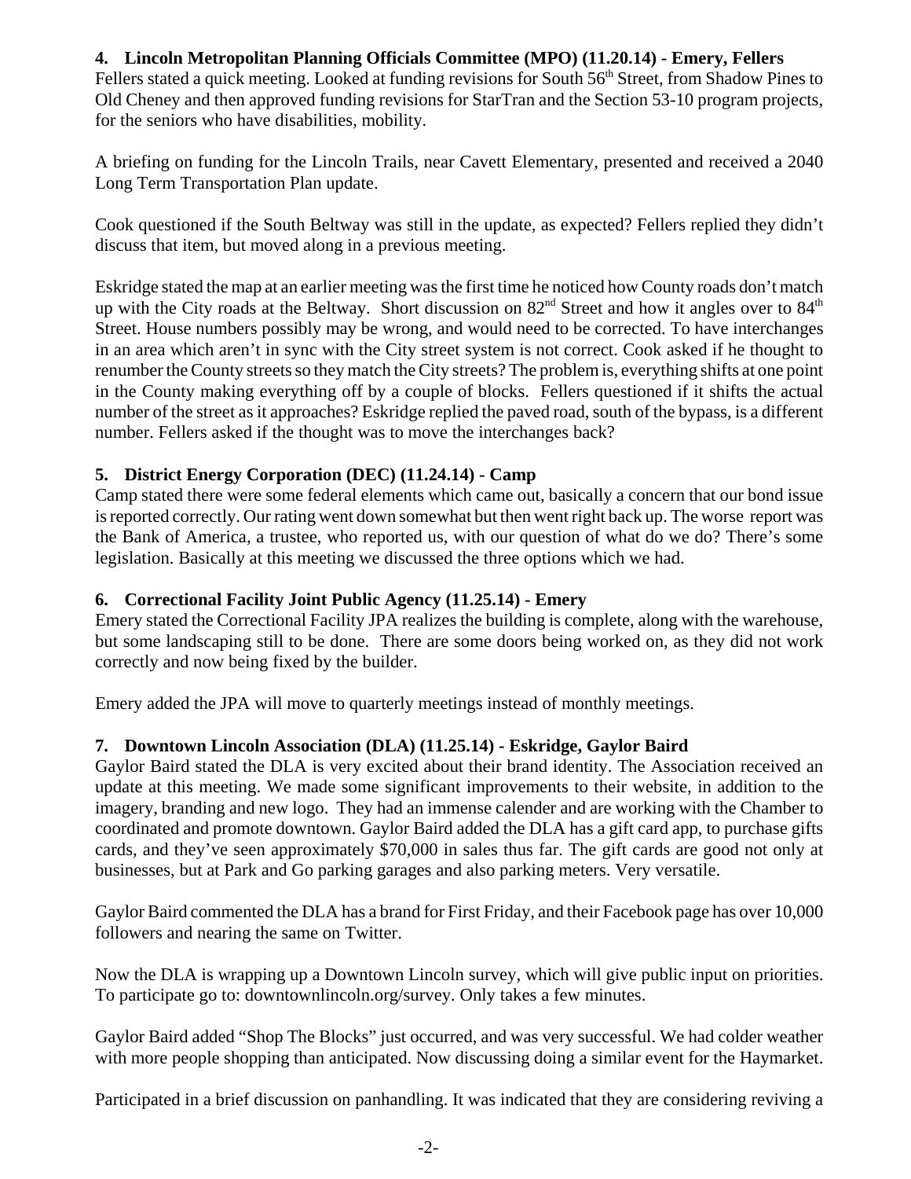**4. Lincoln Metropolitan Planning Officials Committee (MPO) (11.20.14) - Emery, Fellers**

Fellers stated a quick meeting. Looked at funding revisions for South 56th Street, from Shadow Pines to Old Cheney and then approved funding revisions for StarTran and the Section 53-10 program projects, for the seniors who have disabilities, mobility.

A briefing on funding for the Lincoln Trails, near Cavett Elementary, presented and received a 2040 Long Term Transportation Plan update.

Cook questioned if the South Beltway was still in the update, as expected? Fellers replied they didn't discuss that item, but moved along in a previous meeting.

Eskridge stated the map at an earlier meeting was the first time he noticed how County roads don't match up with the City roads at the Beltway. Short discussion on 82nd Street and how it angles over to 84th Street. House numbers possibly may be wrong, and would need to be corrected. To have interchanges in an area which aren't in sync with the City street system is not correct. Cook asked if he thought to renumber the County streets so they match the City streets? The problem is, everything shifts at one point in the County making everything off by a couple of blocks. Fellers questioned if it shifts the actual number of the street as it approaches? Eskridge replied the paved road, south of the bypass, is a different number. Fellers asked if the thought was to move the interchanges back?

**5. District Energy Corporation (DEC) (11.24.14) - Camp**

Camp stated there were some federal elements which came out, basically a concern that our bond issue is reported correctly. Our rating went down somewhat but then went right back up. The worse report was the Bank of America, a trustee, who reported us, with our question of what do we do? There's some legislation. Basically at this meeting we discussed the three options which we had.

**6. Correctional Facility Joint Public Agency (11.25.14) - Emery**

Emery stated the Correctional Facility JPA realizes the building is complete, along with the warehouse, but some landscaping still to be done. There are some doors being worked on, as they did not work correctly and now being fixed by the builder.

Emery added the JPA will move to quarterly meetings instead of monthly meetings.

**7. Downtown Lincoln Association (DLA) (11.25.14) - Eskridge, Gaylor Baird**

Gaylor Baird stated the DLA is very excited about their brand identity. The Association received an update at this meeting. We made some significant improvements to their website, in addition to the imagery, branding and new logo. They had an immense calender and are working with the Chamber to coordinated and promote downtown. Gaylor Baird added the DLA has a gift card app, to purchase gifts cards, and they've seen approximately $70,000 in sales thus far. The gift cards are good not only at businesses, but at Park and Go parking garages and also parking meters. Very versatile.

Gaylor Baird commented the DLA has a brand for First Friday, and their Facebook page has over 10,000 followers and nearing the same on Twitter.

Now the DLA is wrapping up a Downtown Lincoln survey, which will give public input on priorities. To participate go to: downtownlincoln.org/survey. Only takes a few minutes.

Gaylor Baird added "Shop The Blocks" just occurred, and was very successful. We had colder weather with more people shopping than anticipated. Now discussing doing a similar event for the Haymarket.

Participated in a brief discussion on panhandling. It was indicated that they are considering reviving a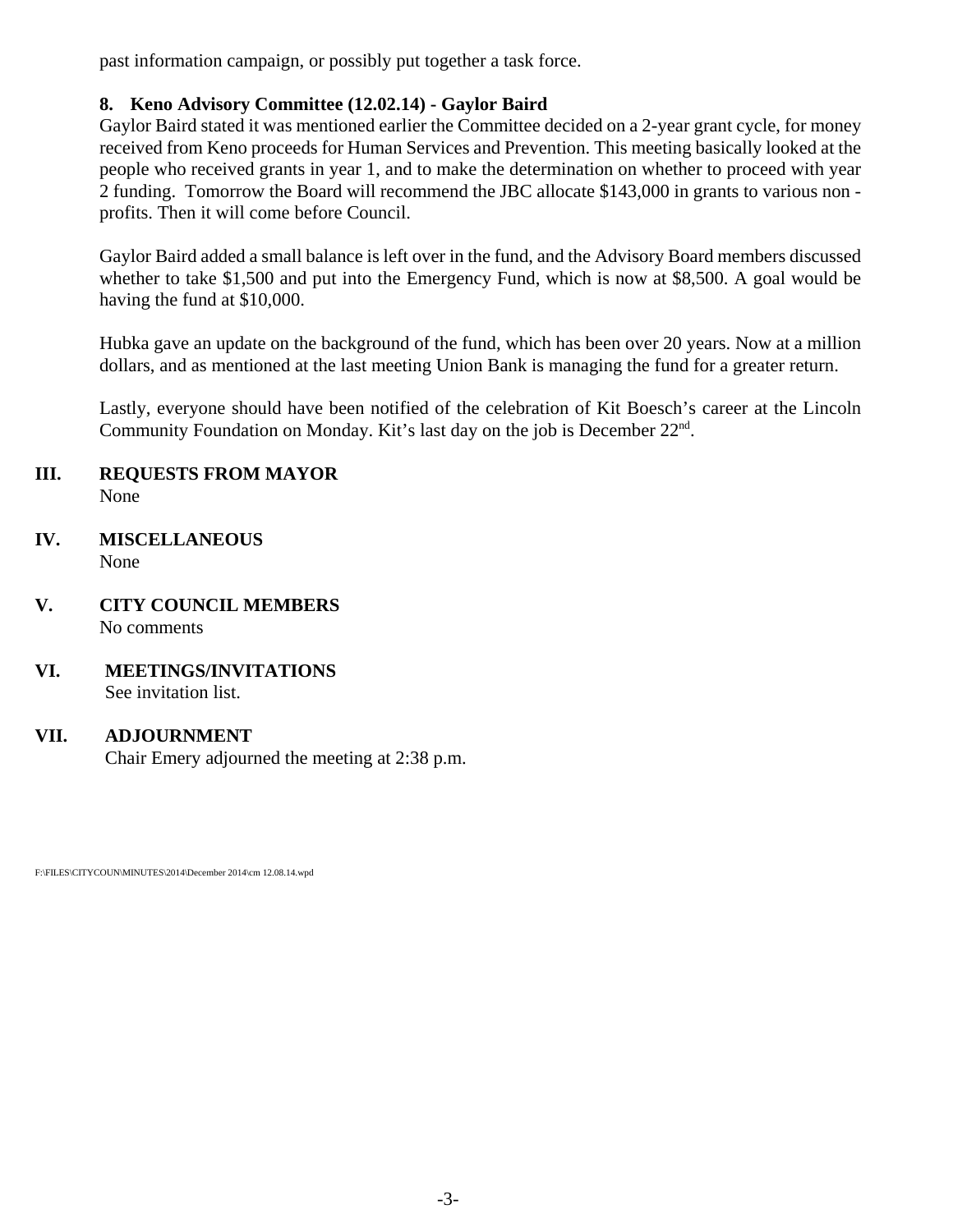past information campaign, or possibly put together a task force.

**8. Keno Advisory Committee (12.02.14) - Gaylor Baird**

Gaylor Baird stated it was mentioned earlier the Committee decided on a 2-year grant cycle, for money received from Keno proceeds for Human Services and Prevention. This meeting basically looked at the people who received grants in year 1, and to make the determination on whether to proceed with year 2 funding. Tomorrow the Board will recommend the JBC allocate $143,000 in grants to various non - profits. Then it will come before Council.

Gaylor Baird added a small balance is left over in the fund, and the Advisory Board members discussed whether to take $1,500 and put into the Emergency Fund, which is now at $8,500. A goal would be having the fund at $10,000.

Hubka gave an update on the background of the fund, which has been over 20 years. Now at a million dollars, and as mentioned at the last meeting Union Bank is managing the fund for a greater return.

Lastly, everyone should have been notified of the celebration of Kit Boesch's career at the Lincoln Community Foundation on Monday. Kit's last day on the job is December 22nd.

## III. REQUESTS FROM MAYOR

None

## IV. MISCELLANEOUS

None

## V. CITY COUNCIL MEMBERS

No comments

## VI. MEETINGS/INVITATIONS

See invitation list.

## VII. ADJOURNMENT

Chair Emery adjourned the meeting at 2:38 p.m.

F:\FILES\CITYCOUN\MINUTES\2014\December 2014\cm 12.08.14.wpd